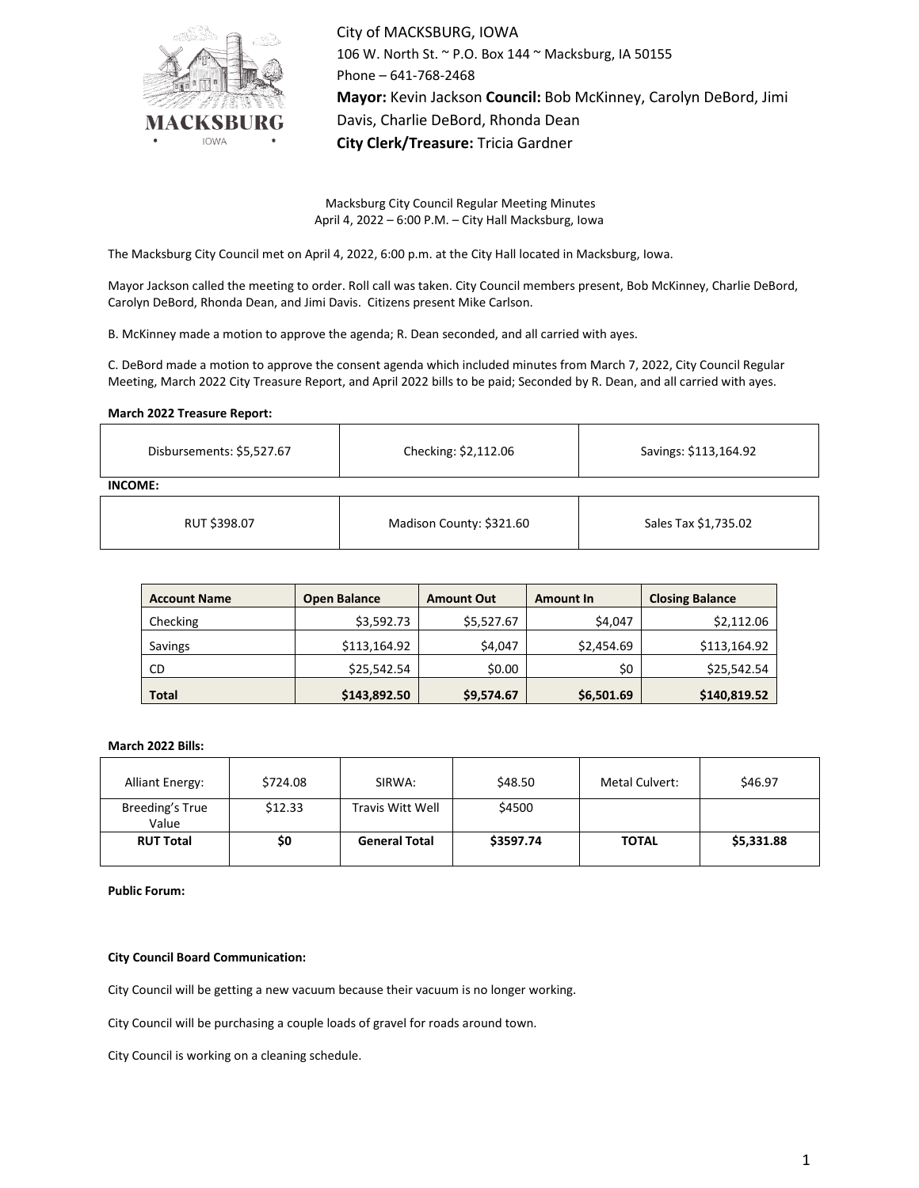City of MACKSBURG, IOWA
106 W. North St. ~ P.O. Box 144 ~ Macksburg, IA 50155
Phone – 641-768-2468
**Mayor:** Kevin Jackson **Council:** Bob McKinney, Carolyn DeBord, Jimi Davis, Charlie DeBord, Rhonda Dean
**City Clerk/Treasure:** Tricia Gardner

Macksburg City Council Regular Meeting Minutes
April 4, 2022 – 6:00 P.M. – City Hall Macksburg, Iowa

The Macksburg City Council met on April 4, 2022, 6:00 p.m. at the City Hall located in Macksburg, Iowa.

Mayor Jackson called the meeting to order. Roll call was taken. City Council members present, Bob McKinney, Charlie DeBord, Carolyn DeBord, Rhonda Dean, and Jimi Davis. Citizens present Mike Carlson.

B. McKinney made a motion to approve the agenda; R. Dean seconded, and all carried with ayes.

C. DeBord made a motion to approve the consent agenda which included minutes from March 7, 2022, City Council Regular Meeting, March 2022 City Treasure Report, and April 2022 bills to be paid; Seconded by R. Dean, and all carried with ayes.

**March 2022 Treasure Report:**

| Disbursements: $5,527.67 | Checking: $2,112.06 | Savings: $113,164.92 |
|---|---|---|

**INCOME:**

| RUT $398.07 | Madison County: $321.60 | Sales Tax $1,735.02 |
|---|---|---|

| Account Name | Open Balance | Amount Out | Amount In | Closing Balance |
|---|---|---|---|---|
| Checking | $3,592.73 | $5,527.67 | $4,047 | $2,112.06 |
| Savings | $113,164.92 | $4,047 | $2,454.69 | $113,164.92 |
| CD | $25,542.54 | $0.00 | $0 | $25,542.54 |
| **Total** | **$143,892.50** | **$9,574.67** | **$6,501.69** | **$140,819.52** |

**March 2022 Bills:**

| Alliant Energy: | $724.08 | SIRWA: | $48.50 | Metal Culvert: | $46.97 |
|---|---|---|---|---|---|
| Breeding's True Value | $12.33 | Travis Witt Well | $4500 | | |
| **RUT Total** | **$0** | **General Total** | **$3597.74** | **TOTAL** | **$5,331.88** |

**Public Forum:**

**City Council Board Communication:**

City Council will be getting a new vacuum because their vacuum is no longer working.

City Council will be purchasing a couple loads of gravel for roads around town.

City Council is working on a cleaning schedule.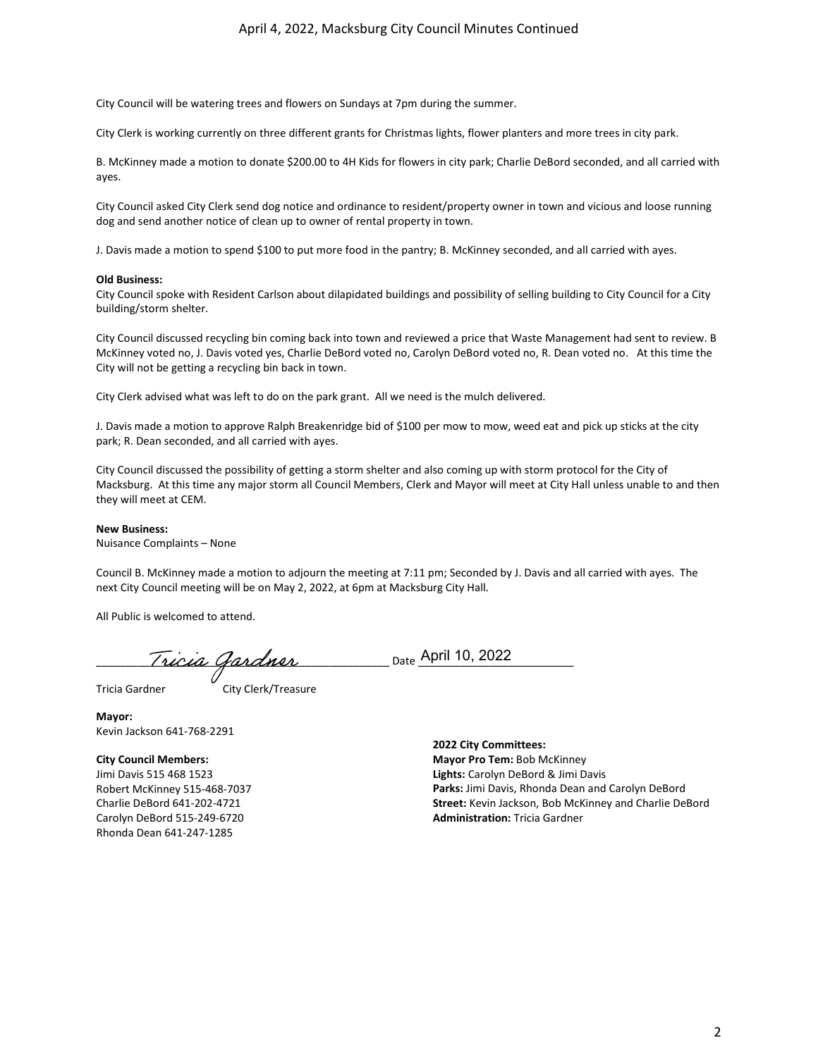City Council will be watering trees and flowers on Sundays at 7pm during the summer.

City Clerk is working currently on three different grants for Christmas lights, flower planters and more trees in city park.

B. McKinney made a motion to donate $200.00 to 4H Kids for flowers in city park; Charlie DeBord seconded, and all carried with ayes.

City Council asked City Clerk send dog notice and ordinance to resident/property owner in town and vicious and loose running dog and send another notice of clean up to owner of rental property in town.

J. Davis made a motion to spend $100 to put more food in the pantry; B. McKinney seconded, and all carried with ayes.

**Old Business:**
City Council spoke with Resident Carlson about dilapidated buildings and possibility of selling building to City Council for a City building/storm shelter.

City Council discussed recycling bin coming back into town and reviewed a price that Waste Management had sent to review. B McKinney voted no, J. Davis voted yes, Charlie DeBord voted no, Carolyn DeBord voted no, R. Dean voted no. At this time the City will not be getting a recycling bin back in town.

City Clerk advised what was left to do on the park grant. All we need is the mulch delivered.

J. Davis made a motion to approve Ralph Breakenridge bid of $100 per mow to mow, weed eat and pick up sticks at the city park; R. Dean seconded, and all carried with ayes.

City Council discussed the possibility of getting a storm shelter and also coming up with storm protocol for the City of Macksburg. At this time any major storm all Council Members, Clerk and Mayor will meet at City Hall unless unable to and then they will meet at CEM.

**New Business:**
Nuisance Complaints – None

Council B. McKinney made a motion to adjourn the meeting at 7:11 pm; Seconded by J. Davis and all carried with ayes. The next City Council meeting will be on May 2, 2022, at 6pm at Macksburg City Hall.

All Public is welcomed to attend.

*Tricia Gardner* Date April 10, 2022

Tricia Gardner City Clerk/Treasure

**Mayor:**
Kevin Jackson 641-768-2291

**City Council Members:**
Jimi Davis 515 468 1523
Robert McKinney 515-468-7037
Charlie DeBord 641-202-4721
Carolyn DeBord 515-249-6720
Rhonda Dean 641-247-1285

**2022 City Committees:**
**Mayor Pro Tem:** Bob McKinney
**Lights:** Carolyn DeBord & Jimi Davis
**Parks:** Jimi Davis, Rhonda Dean and Carolyn DeBord
**Street:** Kevin Jackson, Bob McKinney and Charlie DeBord
**Administration:** Tricia Gardner